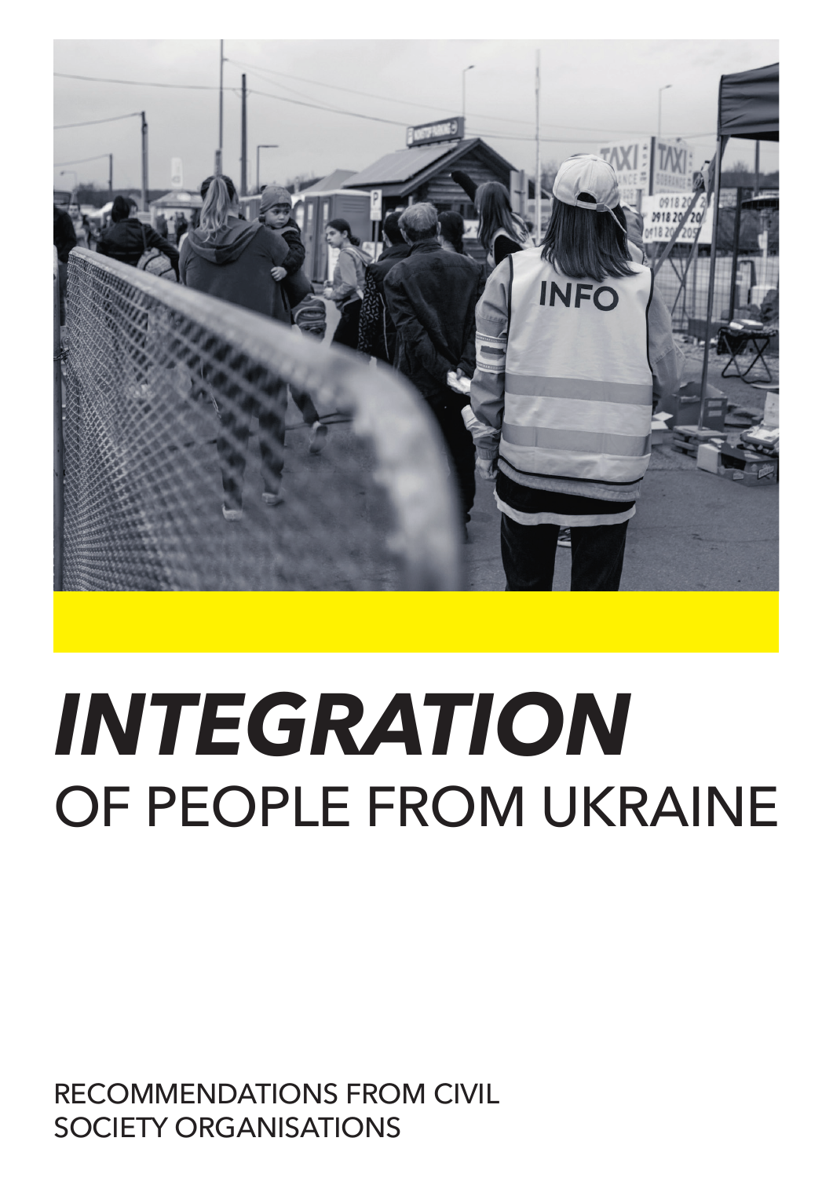# *INTEGRATION* OF PEOPLE FROM UKRAINE

RECOMMENDATIONS FROM CIVIL SOCIETY ORGANISATIONS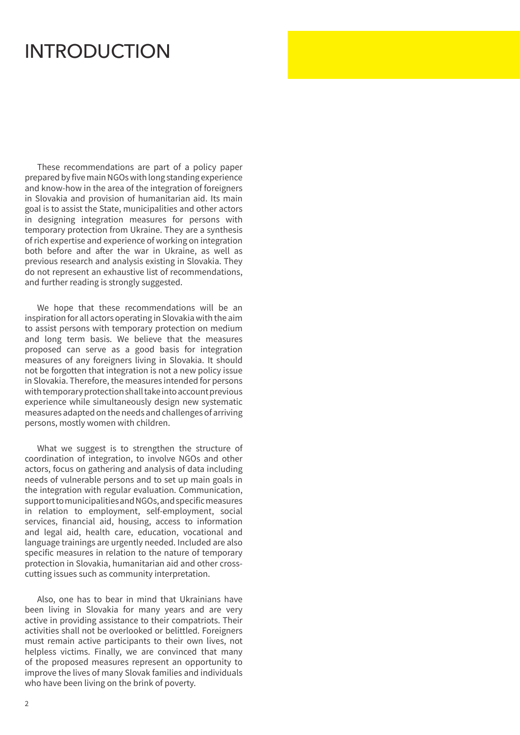# INTRODUCTION

These recommendations are part of a policy paper prepared by five main NGOs with long standing experience and know-how in the area of the integration of foreigners in Slovakia and provision of humanitarian aid. Its main goal is to assist the State, municipalities and other actors in designing integration measures for persons with temporary protection from Ukraine. They are a synthesis of rich expertise and experience of working on integration both before and after the war in Ukraine, as well as previous research and analysis existing in Slovakia. They do not represent an exhaustive list of recommendations, and further reading is strongly suggested.

We hope that these recommendations will be an inspiration for all actors operating in Slovakia with the aim to assist persons with temporary protection on medium and long term basis. We believe that the measures proposed can serve as a good basis for integration measures of any foreigners living in Slovakia. It should not be forgotten that integration is not a new policy issue in Slovakia. Therefore, the measures intended for persons with temporary protection shall take into account previous experience while simultaneously design new systematic measures adapted on the needs and challenges of arriving persons, mostly women with children.

What we suggest is to strengthen the structure of coordination of integration, to involve NGOs and other actors, focus on gathering and analysis of data including needs of vulnerable persons and to set up main goals in the integration with regular evaluation. Communication, support to municipalities and NGOs, and specific measures in relation to employment, self-employment, social services, financial aid, housing, access to information and legal aid, health care, education, vocational and language trainings are urgently needed. Included are also specific measures in relation to the nature of temporary protection in Slovakia, humanitarian aid and other cross-cutting issues such as community interpretation.

Also, one has to bear in mind that Ukrainians have been living in Slovakia for many years and are very active in providing assistance to their compatriots. Their activities shall not be overlooked or belittled. Foreigners must remain active participants to their own lives, not helpless victims. Finally, we are convinced that many of the proposed measures represent an opportunity to improve the lives of many Slovak families and individuals who have been living on the brink of poverty.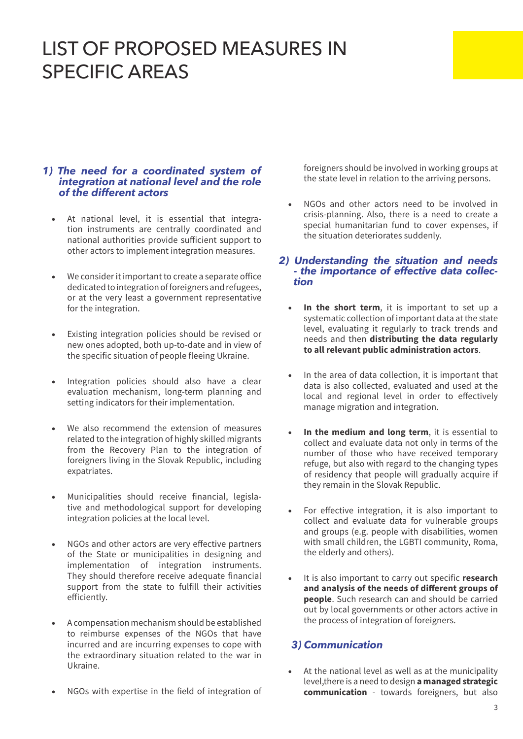# LIST OF PROPOSED MEASURES IN SPECIFIC AREAS

### *1) The need for a coordinated system of integration at national level and the role of the different actors*

- At national level, it is essential that integration instruments are centrally coordinated and national authorities provide sufficient support to other actors to implement integration measures.
- We consider it important to create a separate office dedicated to integration of foreigners and refugees, or at the very least a government representative for the integration.
- Existing integration policies should be revised or new ones adopted, both up-to-date and in view of the specific situation of people fleeing Ukraine.
- Integration policies should also have a clear evaluation mechanism, long-term planning and setting indicators for their implementation.
- We also recommend the extension of measures related to the integration of highly skilled migrants from the Recovery Plan to the integration of foreigners living in the Slovak Republic, including expatriates.
- Municipalities should receive financial, legislative and methodological support for developing integration policies at the local level.
- NGOs and other actors are very effective partners of the State or municipalities in designing and implementation of integration instruments. They should therefore receive adequate financial support from the state to fulfill their activities efficiently.
- A compensation mechanism should be established to reimburse expenses of the NGOs that have incurred and are incurring expenses to cope with the extraordinary situation related to the war in Ukraine.
- NGOs with expertise in the field of integration of foreigners should be involved in working groups at the state level in relation to the arriving persons.
- NGOs and other actors need to be involved in crisis-planning. Also, there is a need to create a special humanitarian fund to cover expenses, if the situation deteriorates suddenly.

### *2) Understanding the situation and needs - the importance of effective data collection*

- **In the short term**, it is important to set up a systematic collection of important data at the state level, evaluating it regularly to track trends and needs and then **distributing the data regularly to all relevant public administration actors**.
- In the area of data collection, it is important that data is also collected, evaluated and used at the local and regional level in order to effectively manage migration and integration.
- **In the medium and long term**, it is essential to collect and evaluate data not only in terms of the number of those who have received temporary refuge, but also with regard to the changing types of residency that people will gradually acquire if they remain in the Slovak Republic.
- For effective integration, it is also important to collect and evaluate data for vulnerable groups and groups (e.g. people with disabilities, women with small children, the LGBTI community, Roma, the elderly and others).
- It is also important to carry out specific **research and analysis of the needs of different groups of people**. Such research can and should be carried out by local governments or other actors active in the process of integration of foreigners.

### *3) Communication*

- At the national level as well as at the municipality level,there is a need to design **a managed strategic communication** - towards foreigners, but also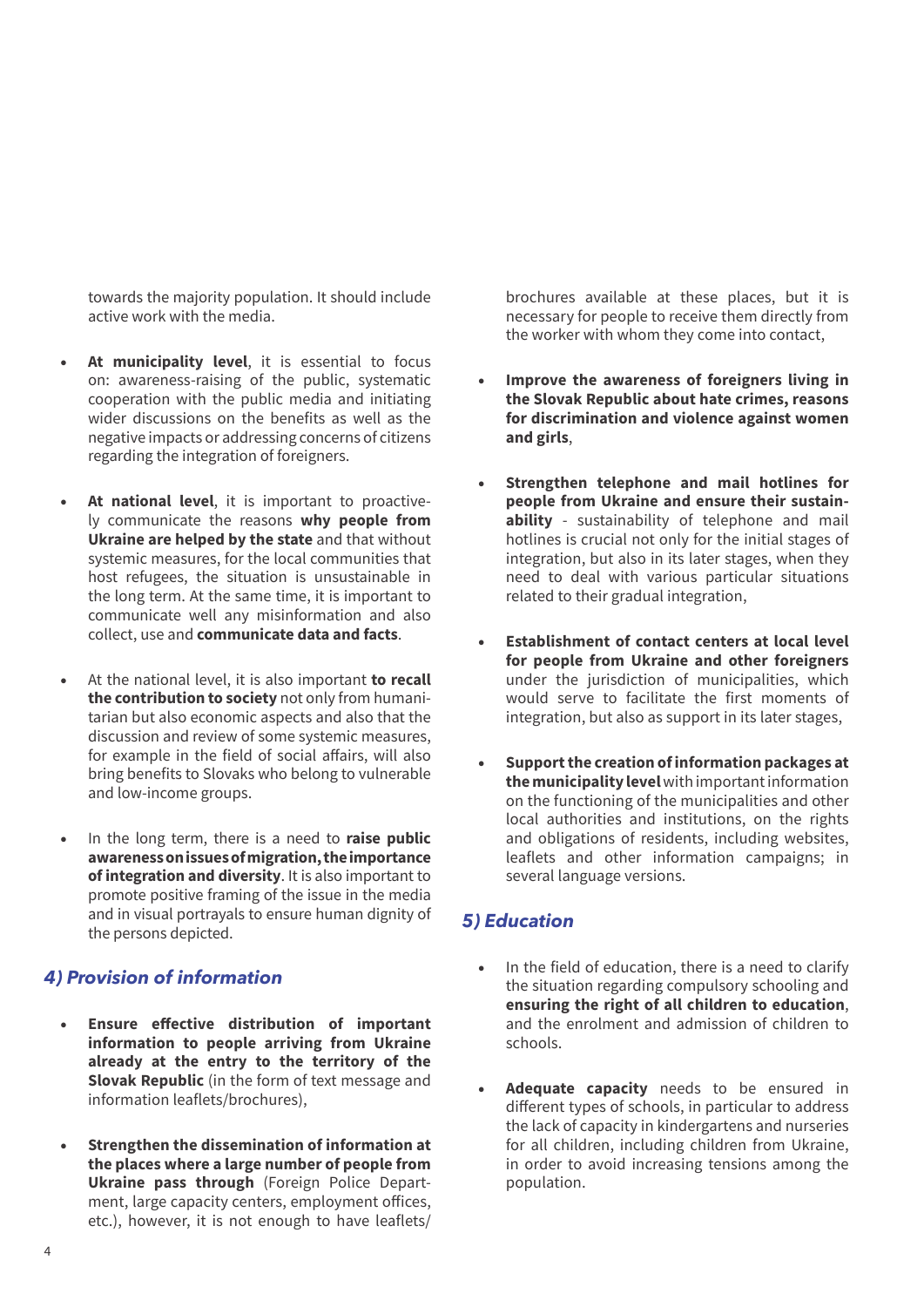towards the majority population. It should include active work with the media.

- **At municipality level**, it is essential to focus on: awareness-raising of the public, systematic cooperation with the public media and initiating wider discussions on the benefits as well as the negative impacts or addressing concerns of citizens regarding the integration of foreigners.

- **At national level**, it is important to proactively communicate the reasons **why people from Ukraine are helped by the state** and that without systemic measures, for the local communities that host refugees, the situation is unsustainable in the long term. At the same time, it is important to communicate well any misinformation and also collect, use and **communicate data and facts**.

- At the national level, it is also important **to recall the contribution to society** not only from humanitarian but also economic aspects and also that the discussion and review of some systemic measures, for example in the field of social affairs, will also bring benefits to Slovaks who belong to vulnerable and low-income groups.

- In the long term, there is a need to **raise public awareness on issues of migration, the importance of integration and diversity**. It is also important to promote positive framing of the issue in the media and in visual portrayals to ensure human dignity of the persons depicted.

## 4) Provision of information

- **Ensure effective distribution of important information to people arriving from Ukraine already at the entry to the territory of the Slovak Republic** (in the form of text message and information leaflets/brochures),

- **Strengthen the dissemination of information at the places where a large number of people from Ukraine pass through** (Foreign Police Department, large capacity centers, employment offices, etc.), however, it is not enough to have leaflets/brochures available at these places, but it is necessary for people to receive them directly from the worker with whom they come into contact,

- **Improve the awareness of foreigners living in the Slovak Republic about hate crimes, reasons for discrimination and violence against women and girls**,

- **Strengthen telephone and mail hotlines for people from Ukraine and ensure their sustainability** - sustainability of telephone and mail hotlines is crucial not only for the initial stages of integration, but also in its later stages, when they need to deal with various particular situations related to their gradual integration,

- **Establishment of contact centers at local level for people from Ukraine and other foreigners** under the jurisdiction of municipalities, which would serve to facilitate the first moments of integration, but also as support in its later stages,

- **Support the creation of information packages at the municipality level** with important information on the functioning of the municipalities and other local authorities and institutions, on the rights and obligations of residents, including websites, leaflets and other information campaigns; in several language versions.

## 5) Education

- In the field of education, there is a need to clarify the situation regarding compulsory schooling and **ensuring the right of all children to education**, and the enrolment and admission of children to schools.

- **Adequate capacity** needs to be ensured in different types of schools, in particular to address the lack of capacity in kindergartens and nurseries for all children, including children from Ukraine, in order to avoid increasing tensions among the population.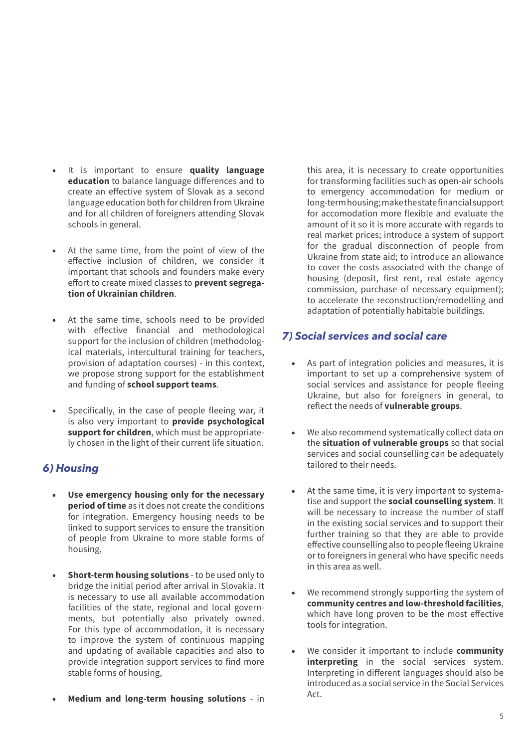- It is important to ensure **quality language education** to balance language differences and to create an effective system of Slovak as a second language education both for children from Ukraine and for all children of foreigners attending Slovak schools in general.

- At the same time, from the point of view of the effective inclusion of children, we consider it important that schools and founders make every effort to create mixed classes to **prevent segregation of Ukrainian children**.

- At the same time, schools need to be provided with effective financial and methodological support for the inclusion of children (methodological materials, intercultural training for teachers, provision of adaptation courses) - in this context, we propose strong support for the establishment and funding of **school support teams**.

- Specifically, in the case of people fleeing war, it is also very important to **provide psychological support for children**, which must be appropriately chosen in the light of their current life situation.

## *6) Housing*

- **Use emergency housing only for the necessary period of time** as it does not create the conditions for integration. Emergency housing needs to be linked to support services to ensure the transition of people from Ukraine to more stable forms of housing,

- **Short-term housing solutions** - to be used only to bridge the initial period after arrival in Slovakia. It is necessary to use all available accommodation facilities of the state, regional and local governments, but potentially also privately owned. For this type of accommodation, it is necessary to improve the system of continuous mapping and updating of available capacities and also to provide integration support services to find more stable forms of housing,

- **Medium and long-term housing solutions** - in this area, it is necessary to create opportunities for transforming facilities such as open-air schools to emergency accommodation for medium or long-term housing; make the state financial support for accomodation more flexible and evaluate the amount of it so it is more accurate with regards to real market prices; introduce a system of support for the gradual disconnection of people from Ukraine from state aid; to introduce an allowance to cover the costs associated with the change of housing (deposit, first rent, real estate agency commission, purchase of necessary equipment); to accelerate the reconstruction/remodelling and adaptation of potentially habitable buildings.

## *7) Social services and social care*

- As part of integration policies and measures, it is important to set up a comprehensive system of social services and assistance for people fleeing Ukraine, but also for foreigners in general, to reflect the needs of **vulnerable groups**.

- We also recommend systematically collect data on the **situation of vulnerable groups** so that social services and social counselling can be adequately tailored to their needs.

- At the same time, it is very important to systematise and support the **social counselling system**. It will be necessary to increase the number of staff in the existing social services and to support their further training so that they are able to provide effective counselling also to people fleeing Ukraine or to foreigners in general who have specific needs in this area as well.

- We recommend strongly supporting the system of **community centres and low-threshold facilities**, which have long proven to be the most effective tools for integration.

- We consider it important to include **community interpreting** in the social services system. Interpreting in different languages should also be introduced as a social service in the Social Services Act.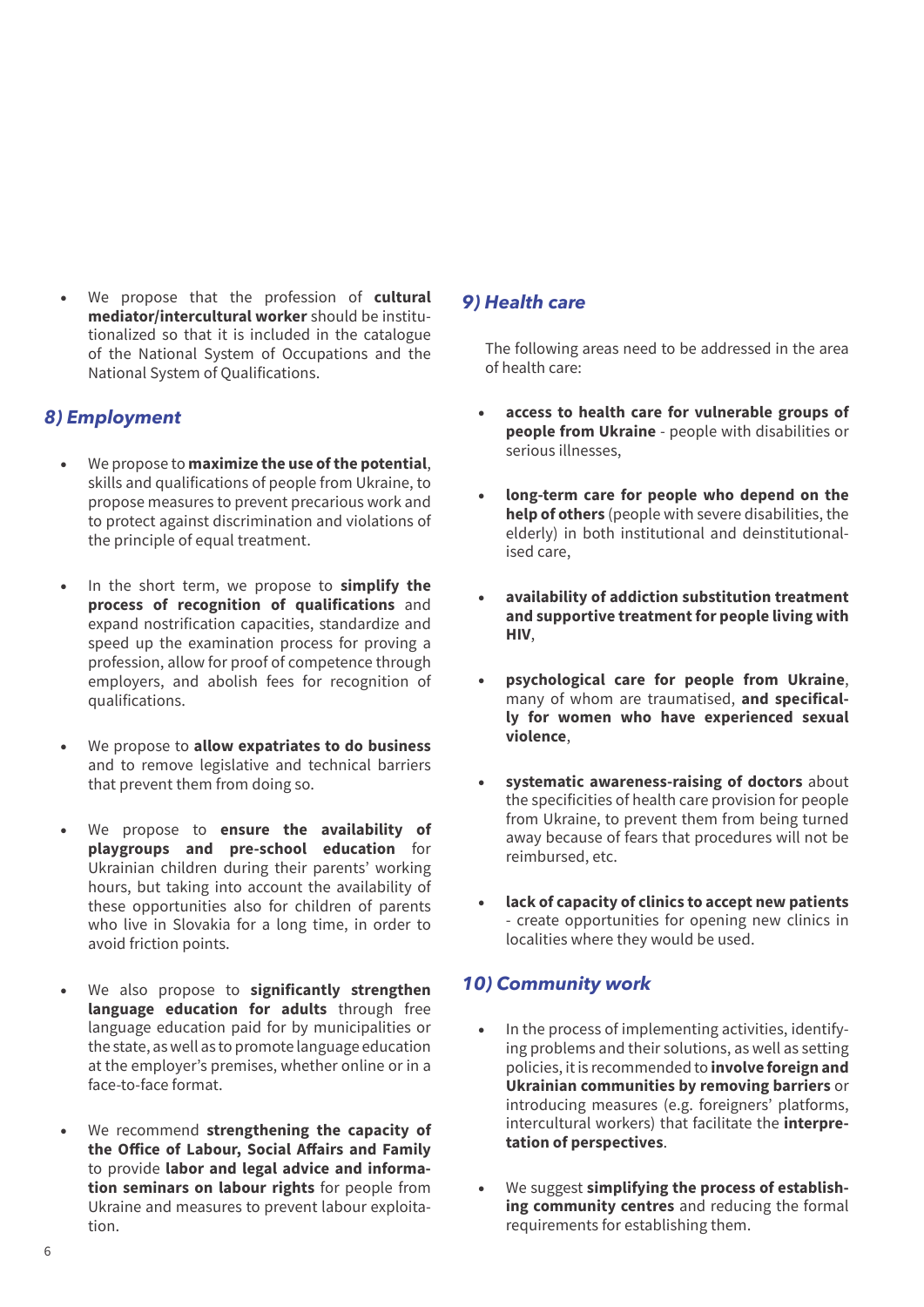- We propose that the profession of **cultural mediator/intercultural worker** should be institutionalized so that it is included in the catalogue of the National System of Occupations and the National System of Qualifications.

## *8) Employment*

- We propose to **maximize the use of the potential**, skills and qualifications of people from Ukraine, to propose measures to prevent precarious work and to protect against discrimination and violations of the principle of equal treatment.

- In the short term, we propose to **simplify the process of recognition of qualifications** and expand nostrification capacities, standardize and speed up the examination process for proving a profession, allow for proof of competence through employers, and abolish fees for recognition of qualifications.

- We propose to **allow expatriates to do business** and to remove legislative and technical barriers that prevent them from doing so.

- We propose to **ensure the availability of playgroups and pre-school education** for Ukrainian children during their parents' working hours, but taking into account the availability of these opportunities also for children of parents who live in Slovakia for a long time, in order to avoid friction points.

- We also propose to **significantly strengthen language education for adults** through free language education paid for by municipalities or the state, as well as to promote language education at the employer's premises, whether online or in a face-to-face format.

- We recommend **strengthening the capacity of the Office of Labour, Social Affairs and Family** to provide **labor and legal advice and information seminars on labour rights** for people from Ukraine and measures to prevent labour exploitation.

## *9) Health care*

The following areas need to be addressed in the area of health care:

- **access to health care for vulnerable groups of people from Ukraine** - people with disabilities or serious illnesses,

- **long-term care for people who depend on the help of others** (people with severe disabilities, the elderly) in both institutional and deinstitutionalised care,

- **availability of addiction substitution treatment and supportive treatment for people living with HIV**,

- **psychological care for people from Ukraine**, many of whom are traumatised, **and specifically for women who have experienced sexual violence**,

- **systematic awareness-raising of doctors** about the specificities of health care provision for people from Ukraine, to prevent them from being turned away because of fears that procedures will not be reimbursed, etc.

- **lack of capacity of clinics to accept new patients** - create opportunities for opening new clinics in localities where they would be used.

## *10) Community work*

- In the process of implementing activities, identifying problems and their solutions, as well as setting policies, it is recommended to **involve foreign and Ukrainian communities by removing barriers** or introducing measures (e.g. foreigners' platforms, intercultural workers) that facilitate the **interpretation of perspectives**.

- We suggest **simplifying the process of establishing community centres** and reducing the formal requirements for establishing them.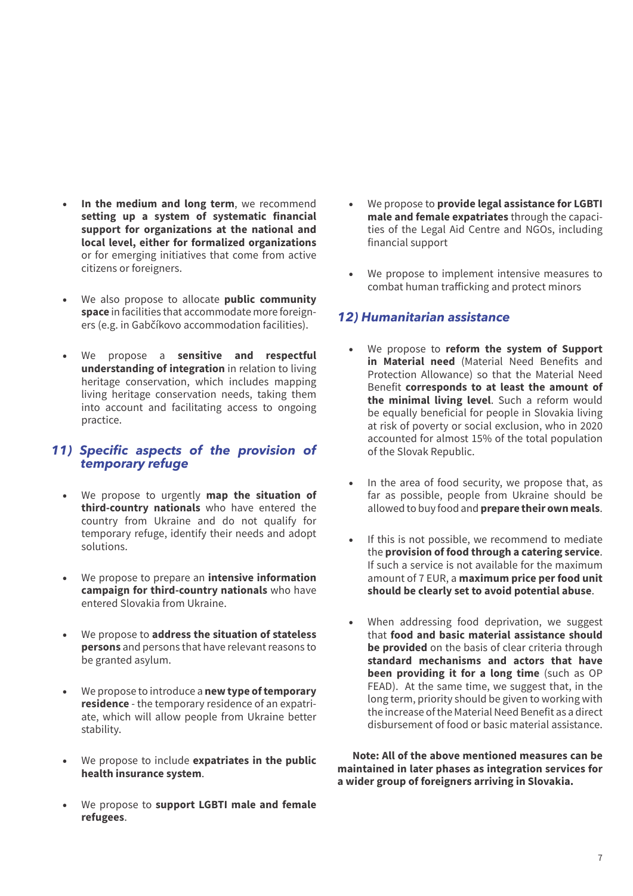- **In the medium and long term**, we recommend **setting up a system of systematic financial support for organizations at the national and local level, either for formalized organizations** or for emerging initiatives that come from active citizens or foreigners.

- We also propose to allocate **public community space** in facilities that accommodate more foreigners (e.g. in Gabčíkovo accommodation facilities).

- We propose a **sensitive and respectful understanding of integration** in relation to living heritage conservation, which includes mapping living heritage conservation needs, taking them into account and facilitating access to ongoing practice.

## 11) Specific aspects of the provision of temporary refuge

- We propose to urgently **map the situation of third-country nationals** who have entered the country from Ukraine and do not qualify for temporary refuge, identify their needs and adopt solutions.

- We propose to prepare an **intensive information campaign for third-country nationals** who have entered Slovakia from Ukraine.

- We propose to **address the situation of stateless persons** and persons that have relevant reasons to be granted asylum.

- We propose to introduce a **new type of temporary residence** - the temporary residence of an expatriate, which will allow people from Ukraine better stability.

- We propose to include **expatriates in the public health insurance system**.

- We propose to **support LGBTI male and female refugees**.

- We propose to **provide legal assistance for LGBTI male and female expatriates** through the capacities of the Legal Aid Centre and NGOs, including financial support

- We propose to implement intensive measures to combat human trafficking and protect minors

## 12) Humanitarian assistance

- We propose to **reform the system of Support in Material need** (Material Need Benefits and Protection Allowance) so that the Material Need Benefit **corresponds to at least the amount of the minimal living level**. Such a reform would be equally beneficial for people in Slovakia living at risk of poverty or social exclusion, who in 2020 accounted for almost 15% of the total population of the Slovak Republic.

- In the area of food security, we propose that, as far as possible, people from Ukraine should be allowed to buy food and **prepare their own meals**.

- If this is not possible, we recommend to mediate the **provision of food through a catering service**. If such a service is not available for the maximum amount of 7 EUR, a **maximum price per food unit should be clearly set to avoid potential abuse**.

- When addressing food deprivation, we suggest that **food and basic material assistance should be provided** on the basis of clear criteria through **standard mechanisms and actors that have been providing it for a long time** (such as OP FEAD). At the same time, we suggest that, in the long term, priority should be given to working with the increase of the Material Need Benefit as a direct disbursement of food or basic material assistance.

**Note: All of the above mentioned measures can be maintained in later phases as integration services for a wider group of foreigners arriving in Slovakia.**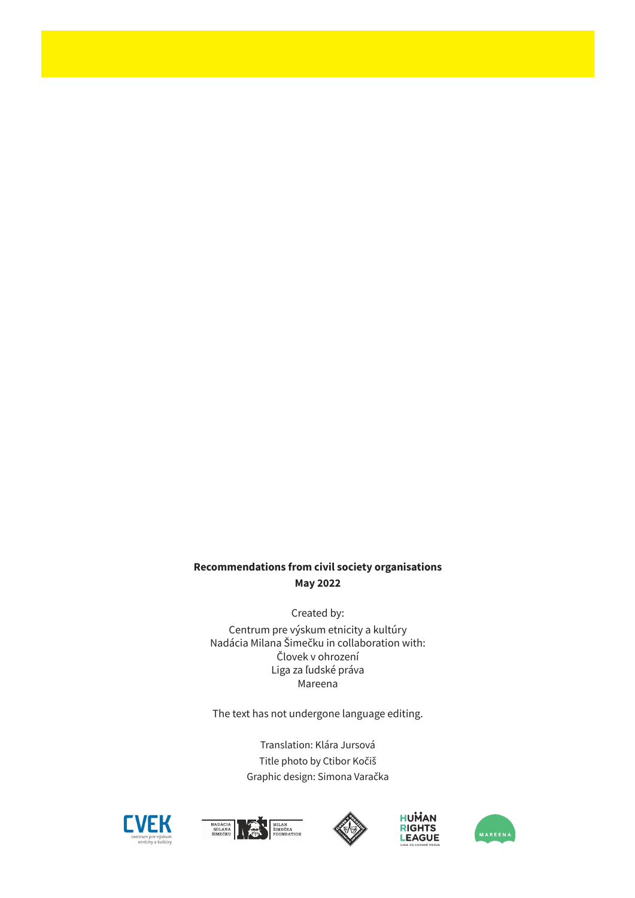**Recommendations from civil society organisations**
**May 2022**

Created by:

Centrum pre výskum etnicity a kultúry
Nadácia Milana Šimečku in collaboration with:
Človek v ohrození
Liga za ľudské práva
Mareena

The text has not undergone language editing.

Translation: Klára Jursová
Title photo by Ctibor Kočiš
Graphic design: Simona Varačka